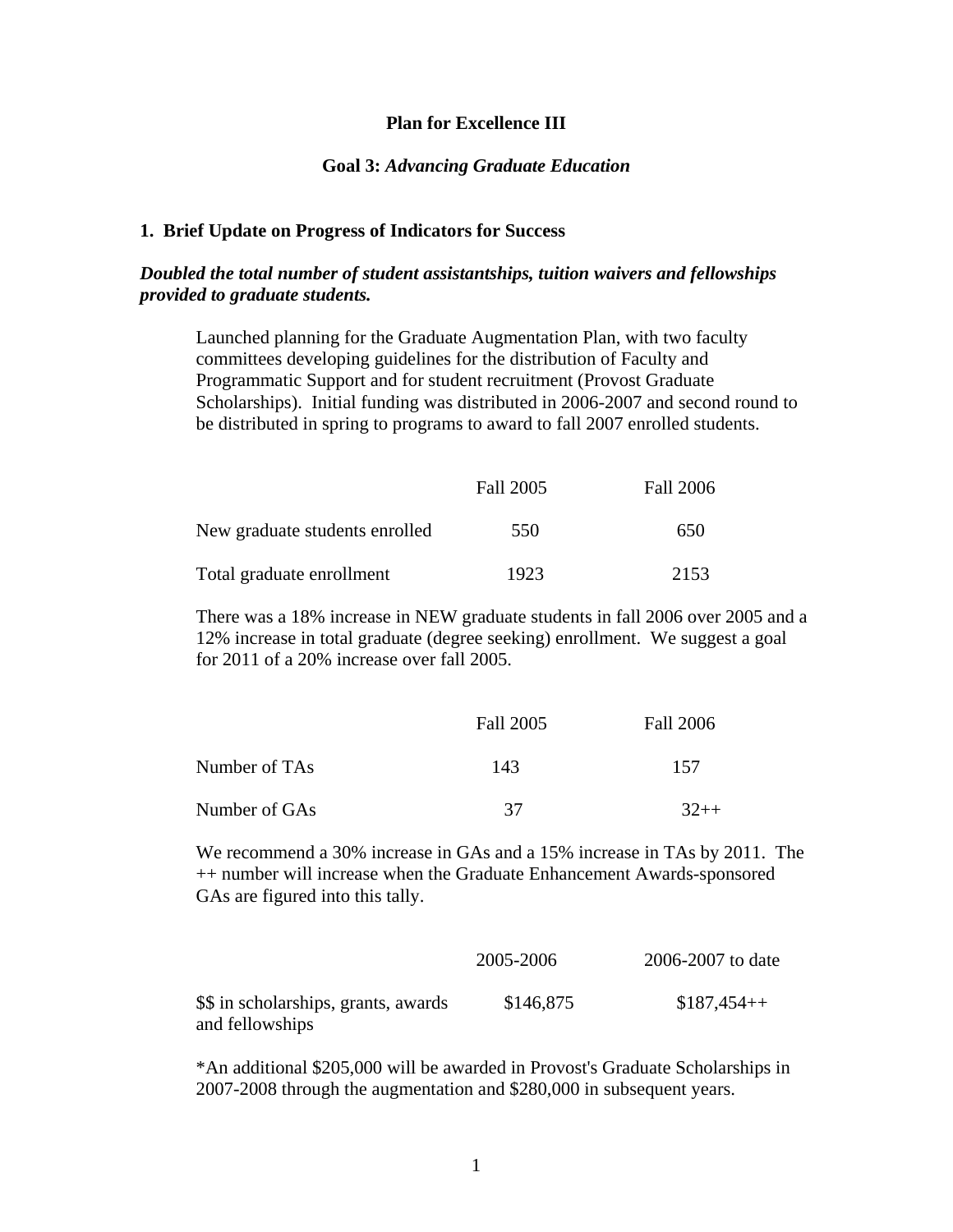# Plan for Excellence III

## Goal 3: *Advancing Graduate Education*

### 1. Brief Update on Progress of Indicators for Success

***Doubled the total number of student assistantships, tuition waivers and fellowships provided to graduate students.***

Launched planning for the Graduate Augmentation Plan, with two faculty committees developing guidelines for the distribution of Faculty and Programmatic Support and for student recruitment (Provost Graduate Scholarships). Initial funding was distributed in 2006-2007 and second round to be distributed in spring to programs to award to fall 2007 enrolled students.

| | Fall 2005 | Fall 2006 |
|---|---|---|
| New graduate students enrolled | 550 | 650 |
| Total graduate enrollment | 1923 | 2153 |

There was a 18% increase in NEW graduate students in fall 2006 over 2005 and a 12% increase in total graduate (degree seeking) enrollment. We suggest a goal for 2011 of a 20% increase over fall 2005.

| | Fall 2005 | Fall 2006 |
|---|---|---|
| Number of TAs | 143 | 157 |
| Number of GAs | 37 | 32++ |

We recommend a 30% increase in GAs and a 15% increase in TAs by 2011. The ++ number will increase when the Graduate Enhancement Awards-sponsored GAs are figured into this tally.

| | 2005-2006 | 2006-2007 to date |
|---|---|---|
| $$ in scholarships, grants, awards and fellowships | $146,875 | $187,454++ |

*An additional $205,000 will be awarded in Provost's Graduate Scholarships in 2007-2008 through the augmentation and $280,000 in subsequent years.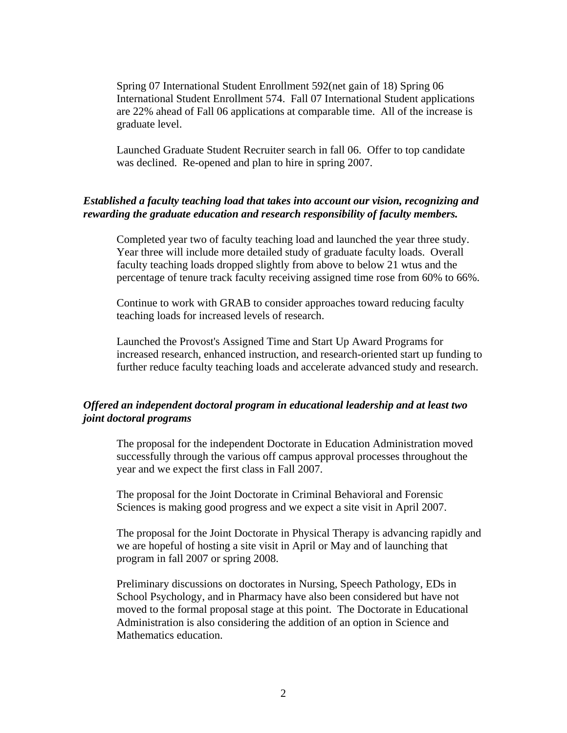Spring 07 International Student Enrollment 592(net gain of 18) Spring 06 International Student Enrollment 574. Fall 07 International Student applications are 22% ahead of Fall 06 applications at comparable time. All of the increase is graduate level.

Launched Graduate Student Recruiter search in fall 06. Offer to top candidate was declined. Re-opened and plan to hire in spring 2007.

***Established a faculty teaching load that takes into account our vision, recognizing and rewarding the graduate education and research responsibility of faculty members.***

Completed year two of faculty teaching load and launched the year three study. Year three will include more detailed study of graduate faculty loads. Overall faculty teaching loads dropped slightly from above to below 21 wtus and the percentage of tenure track faculty receiving assigned time rose from 60% to 66%.

Continue to work with GRAB to consider approaches toward reducing faculty teaching loads for increased levels of research.

Launched the Provost's Assigned Time and Start Up Award Programs for increased research, enhanced instruction, and research-oriented start up funding to further reduce faculty teaching loads and accelerate advanced study and research.

***Offered an independent doctoral program in educational leadership and at least two joint doctoral programs***

The proposal for the independent Doctorate in Education Administration moved successfully through the various off campus approval processes throughout the year and we expect the first class in Fall 2007.

The proposal for the Joint Doctorate in Criminal Behavioral and Forensic Sciences is making good progress and we expect a site visit in April 2007.

The proposal for the Joint Doctorate in Physical Therapy is advancing rapidly and we are hopeful of hosting a site visit in April or May and of launching that program in fall 2007 or spring 2008.

Preliminary discussions on doctorates in Nursing, Speech Pathology, EDs in School Psychology, and in Pharmacy have also been considered but have not moved to the formal proposal stage at this point. The Doctorate in Educational Administration is also considering the addition of an option in Science and Mathematics education.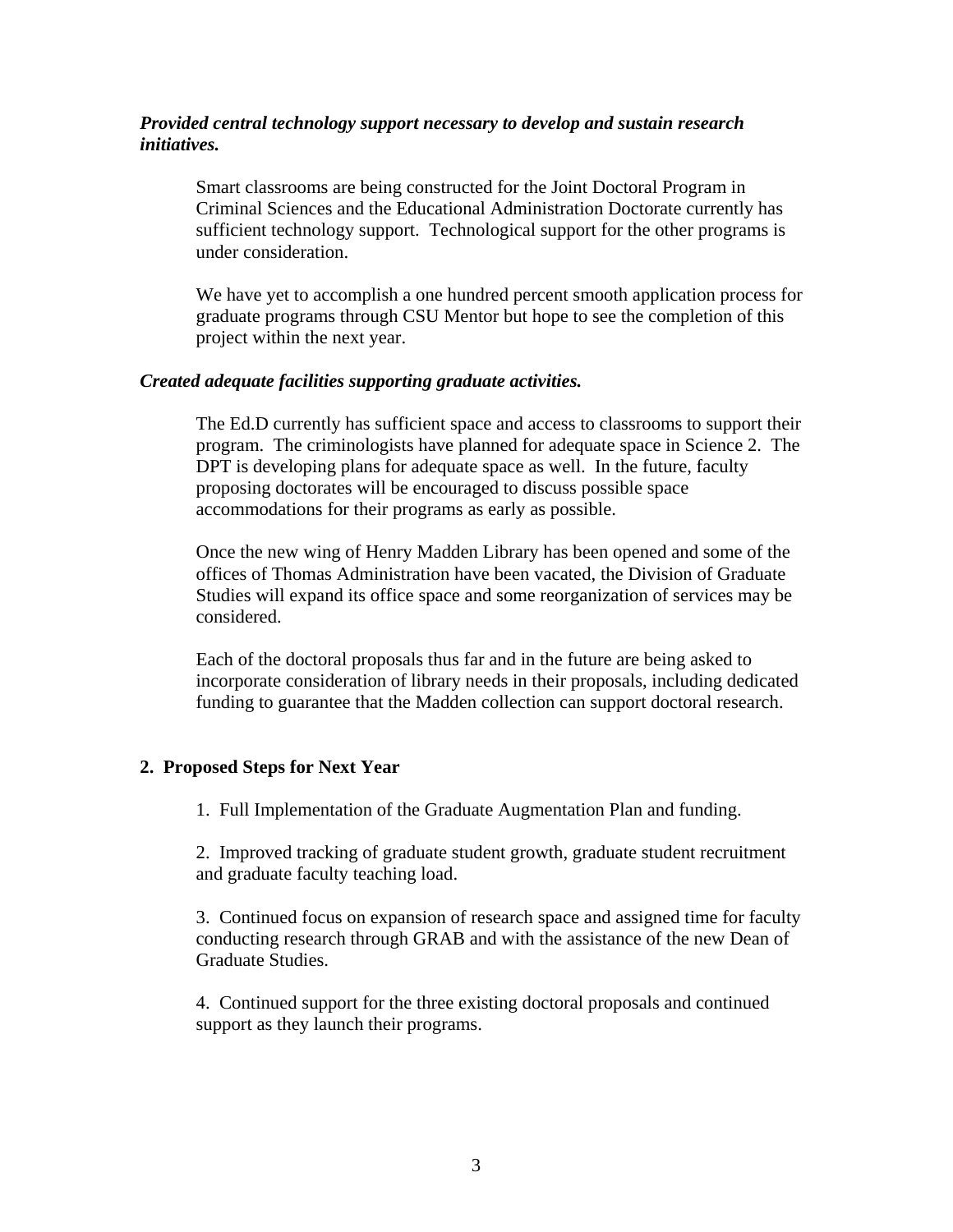***Provided central technology support necessary to develop and sustain research initiatives.***

Smart classrooms are being constructed for the Joint Doctoral Program in Criminal Sciences and the Educational Administration Doctorate currently has sufficient technology support. Technological support for the other programs is under consideration.

We have yet to accomplish a one hundred percent smooth application process for graduate programs through CSU Mentor but hope to see the completion of this project within the next year.

***Created adequate facilities supporting graduate activities.***

The Ed.D currently has sufficient space and access to classrooms to support their program. The criminologists have planned for adequate space in Science 2. The DPT is developing plans for adequate space as well. In the future, faculty proposing doctorates will be encouraged to discuss possible space accommodations for their programs as early as possible.

Once the new wing of Henry Madden Library has been opened and some of the offices of Thomas Administration have been vacated, the Division of Graduate Studies will expand its office space and some reorganization of services may be considered.

Each of the doctoral proposals thus far and in the future are being asked to incorporate consideration of library needs in their proposals, including dedicated funding to guarantee that the Madden collection can support doctoral research.

## 2. Proposed Steps for Next Year

1. Full Implementation of the Graduate Augmentation Plan and funding.

2. Improved tracking of graduate student growth, graduate student recruitment and graduate faculty teaching load.

3. Continued focus on expansion of research space and assigned time for faculty conducting research through GRAB and with the assistance of the new Dean of Graduate Studies.

4. Continued support for the three existing doctoral proposals and continued support as they launch their programs.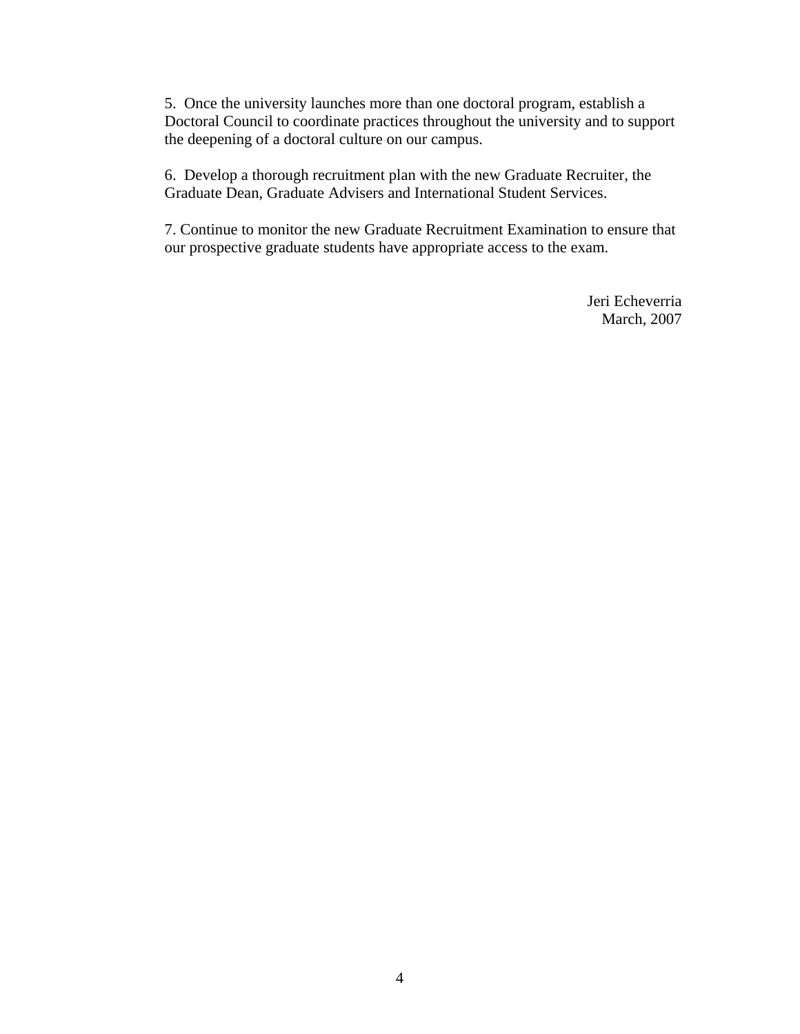5. Once the university launches more than one doctoral program, establish a Doctoral Council to coordinate practices throughout the university and to support the deepening of a doctoral culture on our campus.

6. Develop a thorough recruitment plan with the new Graduate Recruiter, the Graduate Dean, Graduate Advisers and International Student Services.

7. Continue to monitor the new Graduate Recruitment Examination to ensure that our prospective graduate students have appropriate access to the exam.

Jeri Echeverria
March, 2007